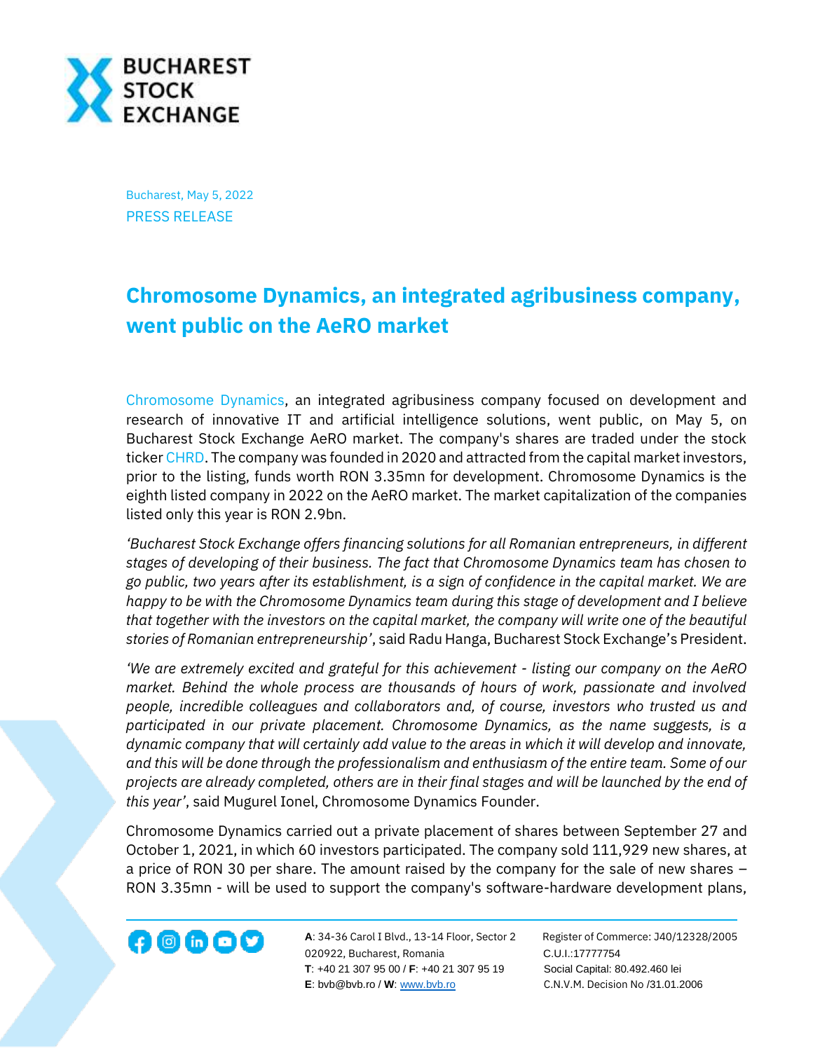Bucharest, May 5, 2022

PRESS RELEASE

# Chromosome Dynamics, an integrated agribusiness company, went public on the AeRO market

Chromosome Dynamics, an integrated agribusiness company focused on development and research of innovative IT and artificial intelligence solutions, went public, on May 5, on Bucharest Stock Exchange AeRO market. The company's shares are traded under the stock ticker CHRD. The company was founded in 2020 and attracted from the capital market investors, prior to the listing, funds worth RON 3.35mn for development. Chromosome Dynamics is the eighth listed company in 2022 on the AeRO market. The market capitalization of the companies listed only this year is RON 2.9bn.

*'Bucharest Stock Exchange offers financing solutions for all Romanian entrepreneurs, in different stages of developing of their business. The fact that Chromosome Dynamics team has chosen to go public, two years after its establishment, is a sign of confidence in the capital market. We are happy to be with the Chromosome Dynamics team during this stage of development and I believe that together with the investors on the capital market, the company will write one of the beautiful stories of Romanian entrepreneurship'*, said Radu Hanga, Bucharest Stock Exchange's President.

*'We are extremely excited and grateful for this achievement - listing our company on the AeRO market. Behind the whole process are thousands of hours of work, passionate and involved people, incredible colleagues and collaborators and, of course, investors who trusted us and participated in our private placement. Chromosome Dynamics, as the name suggests, is a dynamic company that will certainly add value to the areas in which it will develop and innovate, and this will be done through the professionalism and enthusiasm of the entire team. Some of our projects are already completed, others are in their final stages and will be launched by the end of this year'*, said Mugurel Ionel, Chromosome Dynamics Founder.

Chromosome Dynamics carried out a private placement of shares between September 27 and October 1, 2021, in which 60 investors participated. The company sold 111,929 new shares, at a price of RON 30 per share. The amount raised by the company for the sale of new shares – RON 3.35mn - will be used to support the company's software-hardware development plans,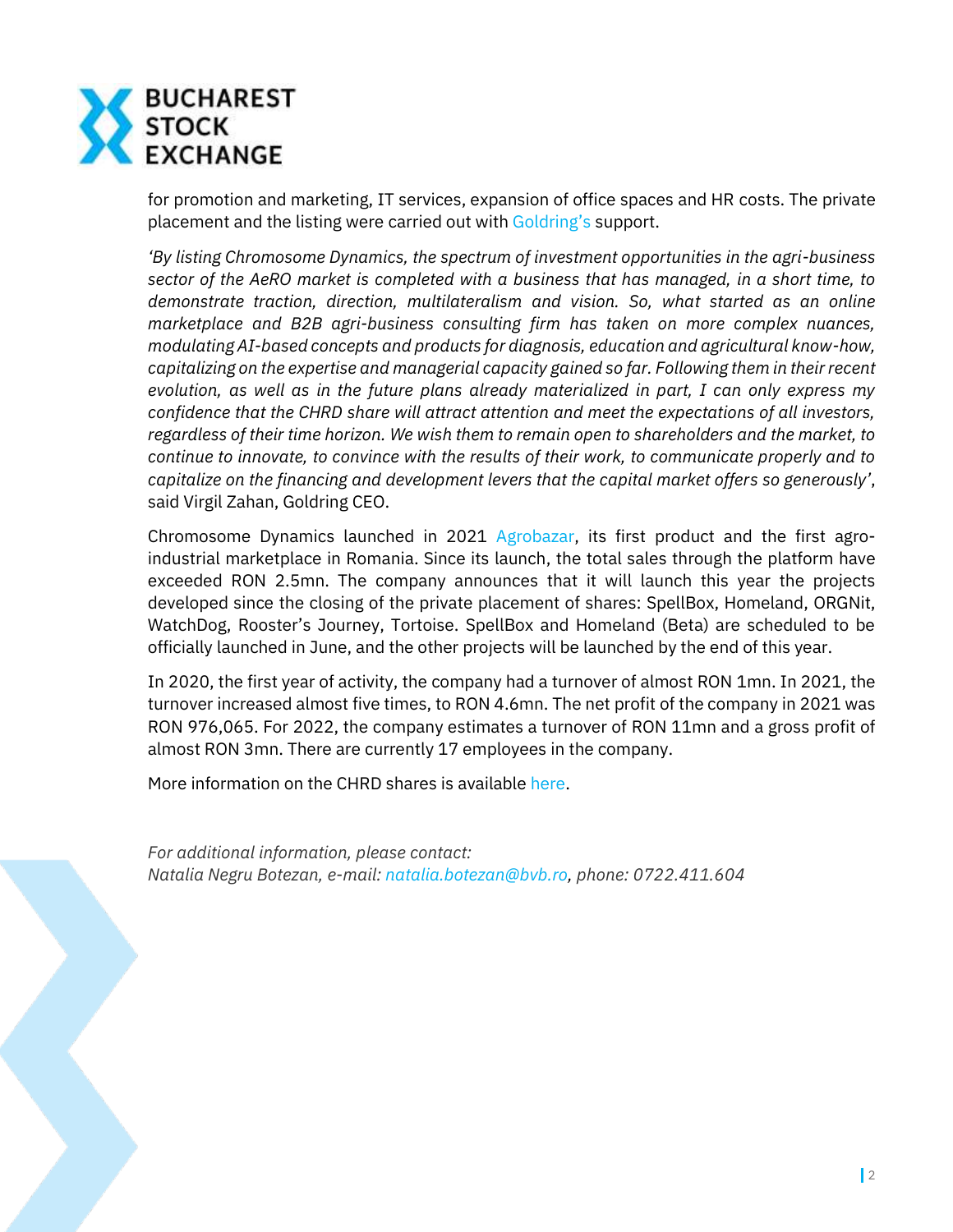for promotion and marketing, IT services, expansion of office spaces and HR costs. The private placement and the listing were carried out with Goldring's support.

*'By listing Chromosome Dynamics, the spectrum of investment opportunities in the agri-business sector of the AeRO market is completed with a business that has managed, in a short time, to demonstrate traction, direction, multilateralism and vision. So, what started as an online marketplace and B2B agri-business consulting firm has taken on more complex nuances, modulating AI-based concepts and products for diagnosis, education and agricultural know-how, capitalizing on the expertise and managerial capacity gained so far. Following them in their recent evolution, as well as in the future plans already materialized in part, I can only express my confidence that the CHRD share will attract attention and meet the expectations of all investors, regardless of their time horizon. We wish them to remain open to shareholders and the market, to continue to innovate, to convince with the results of their work, to communicate properly and to capitalize on the financing and development levers that the capital market offers so generously'*, said Virgil Zahan, Goldring CEO.

Chromosome Dynamics launched in 2021 Agrobazar, its first product and the first agro-industrial marketplace in Romania. Since its launch, the total sales through the platform have exceeded RON 2.5mn. The company announces that it will launch this year the projects developed since the closing of the private placement of shares: SpellBox, Homeland, ORGNit, WatchDog, Rooster's Journey, Tortoise. SpellBox and Homeland (Beta) are scheduled to be officially launched in June, and the other projects will be launched by the end of this year.

In 2020, the first year of activity, the company had a turnover of almost RON 1mn. In 2021, the turnover increased almost five times, to RON 4.6mn. The net profit of the company in 2021 was RON 976,065. For 2022, the company estimates a turnover of RON 11mn and a gross profit of almost RON 3mn. There are currently 17 employees in the company.

More information on the CHRD shares is available here.

*For additional information, please contact:*
*Natalia Negru Botezan, e-mail: natalia.botezan@bvb.ro, phone: 0722.411.604*